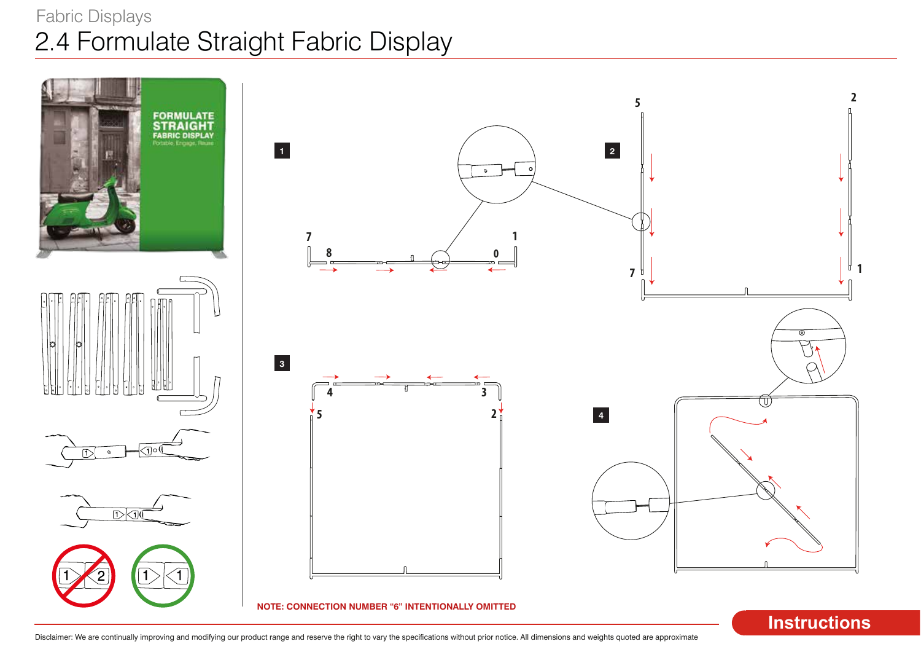Fabric Displays

# 2.4 Formulate Straight Fabric Display

1

2

3

4

NOTE: CONNECTION NUMBER "6" INTENTIONALLY OMITTED

Instructions

Disclaimer: We are continually improving and modifying our product range and reserve the right to vary the specifications without prior notice. All dimensions and weights quoted are approximate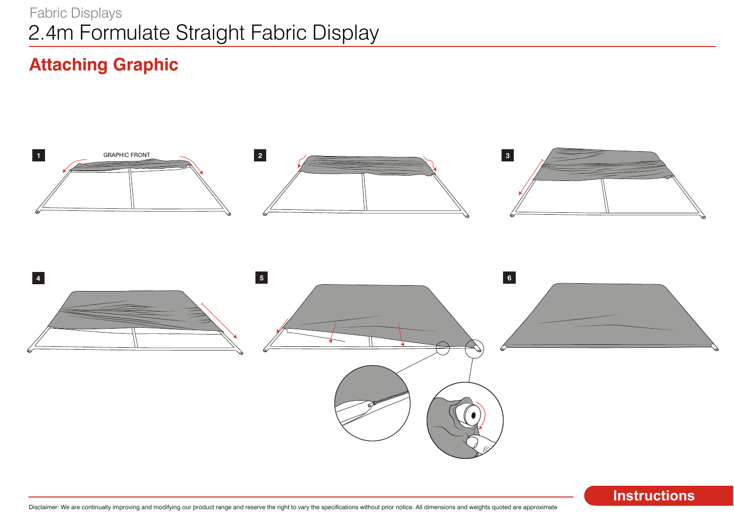Fabric Displays

# 2.4m Formulate Straight Fabric Display

## Attaching Graphic

1

GRAPHIC FRONT

2

3

4

5

6

Instructions

Disclaimer: We are continually improving and modifying our product range and reserve the right to vary the specifications without prior notice. All dimensions and weights quoted are approximate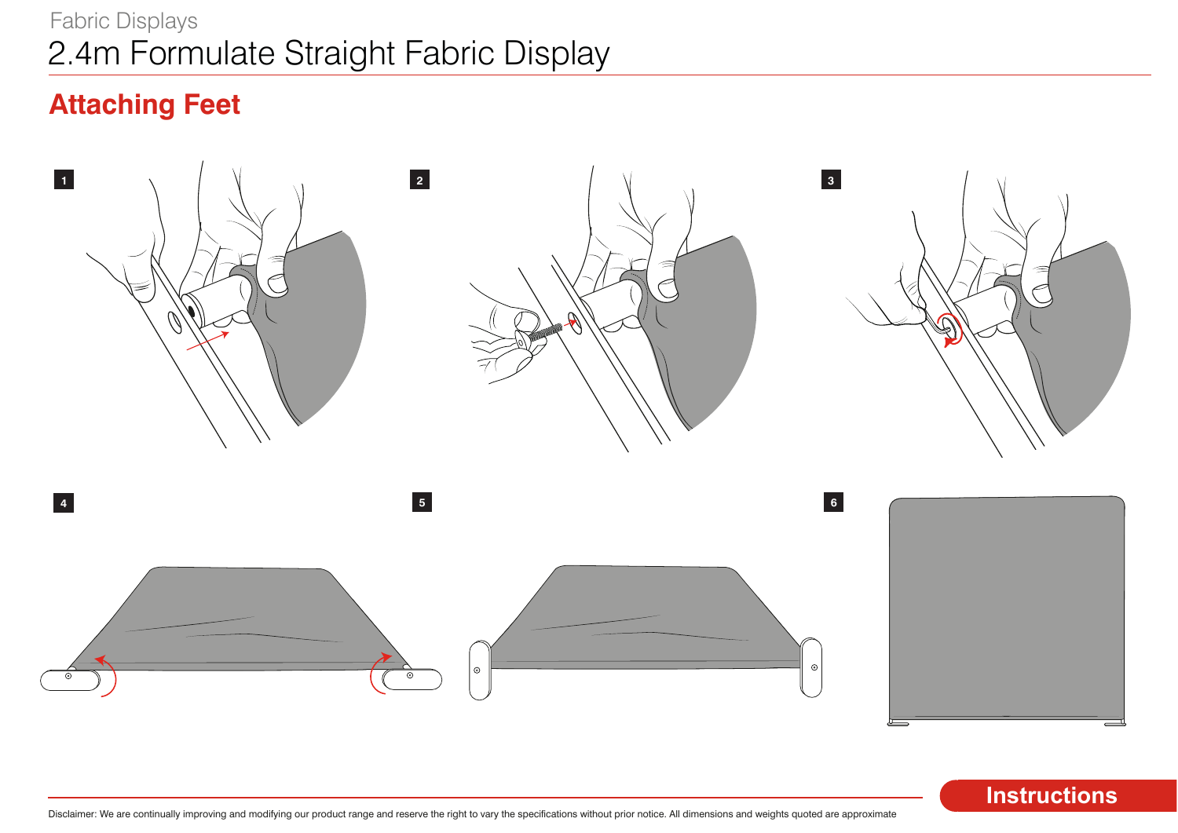Fabric Displays

# 2.4m Formulate Straight Fabric Display

## Attaching Feet

1

2

3

4

5

6

Disclaimer: We are continually improving and modifying our product range and reserve the right to vary the specifications without prior notice. All dimensions and weights quoted are approximate

**Instructions**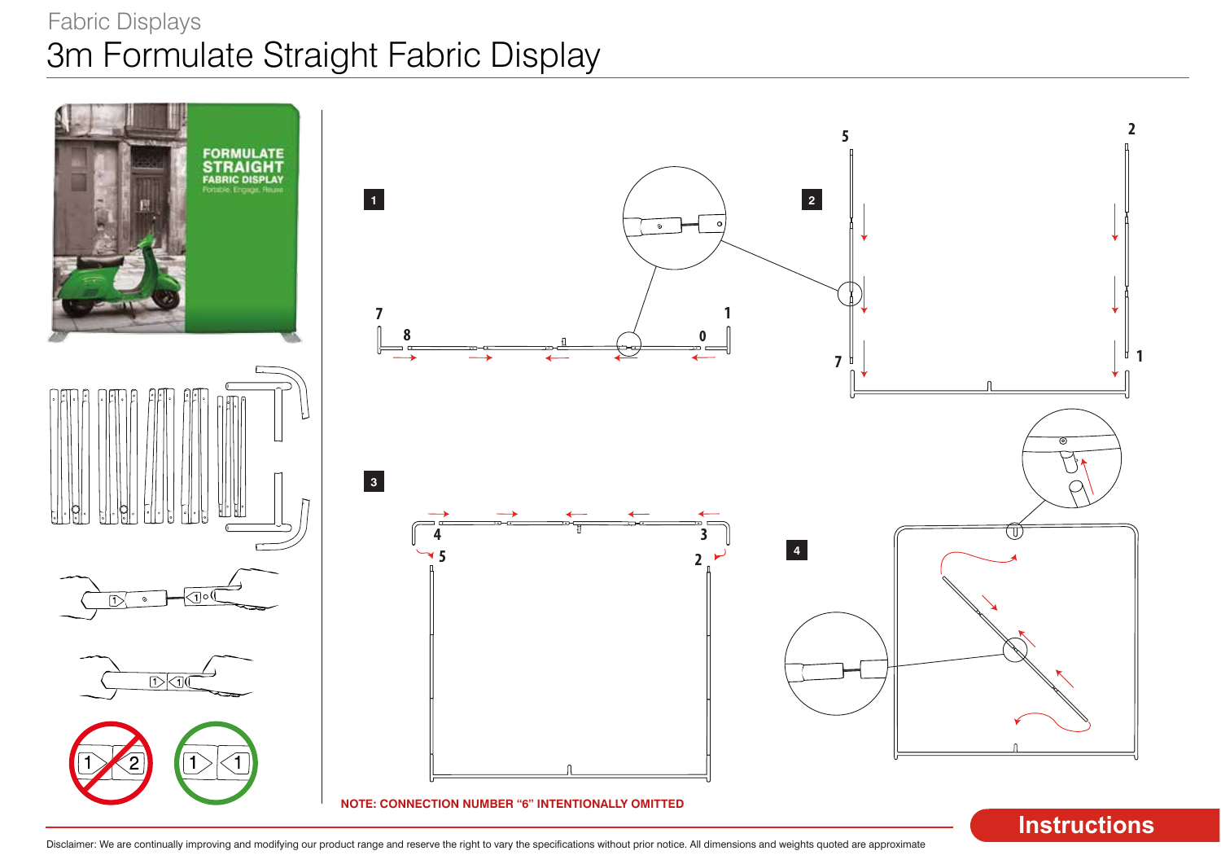Fabric Displays

# 3m Formulate Straight Fabric Display

FORMULATE STRAIGHT FABRIC DISPLAY

Portable. Engage. Reuse

1

2

3

4

NOTE: CONNECTION NUMBER "6" INTENTIONALLY OMITTED

**Instructions**

Disclaimer: We are continually improving and modifying our product range and reserve the right to vary the specifications without prior notice. All dimensions and weights quoted are approximate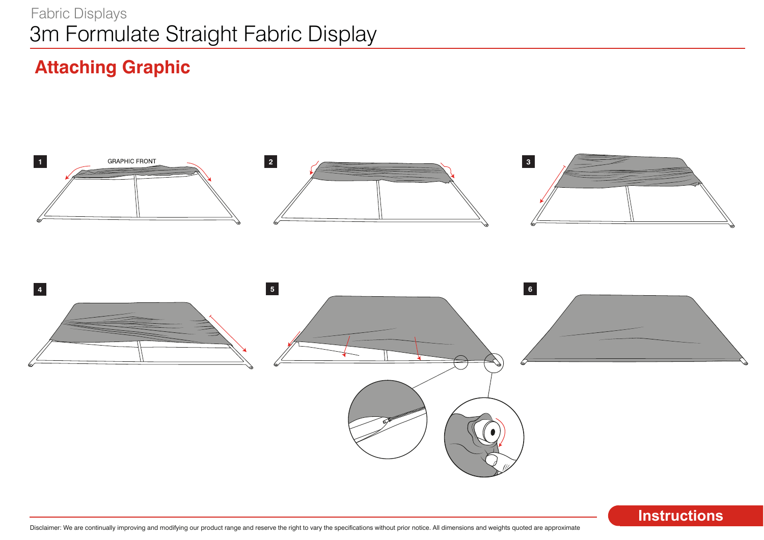Fabric Displays

# 3m Formulate Straight Fabric Display

## Attaching Graphic

1

GRAPHIC FRONT

2

3

4

5

6

Instructions

Disclaimer: We are continually improving and modifying our product range and reserve the right to vary the specifications without prior notice. All dimensions and weights quoted are approximate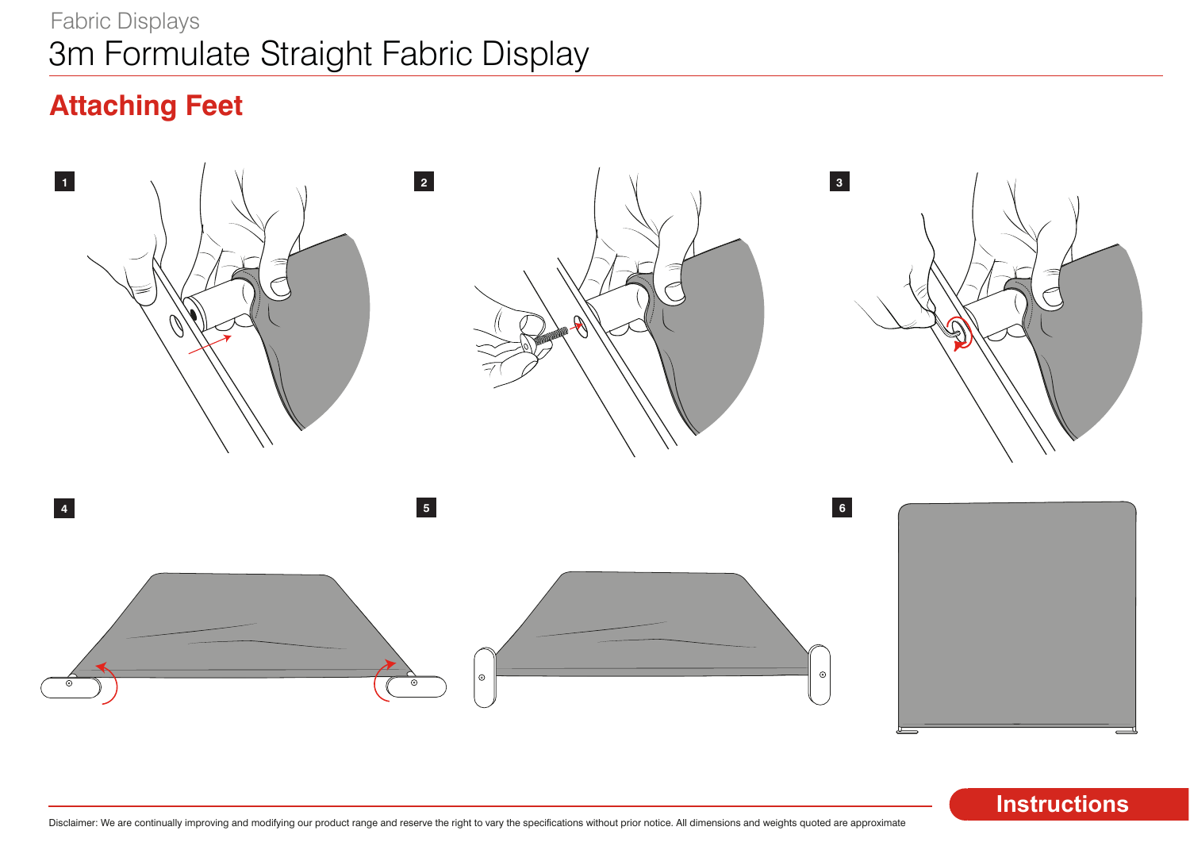Fabric Displays

# 3m Formulate Straight Fabric Display

## Attaching Feet

1

2

3

4

5

6

Instructions

Disclaimer: We are continually improving and modifying our product range and reserve the right to vary the specifications without prior notice. All dimensions and weights quoted are approximate